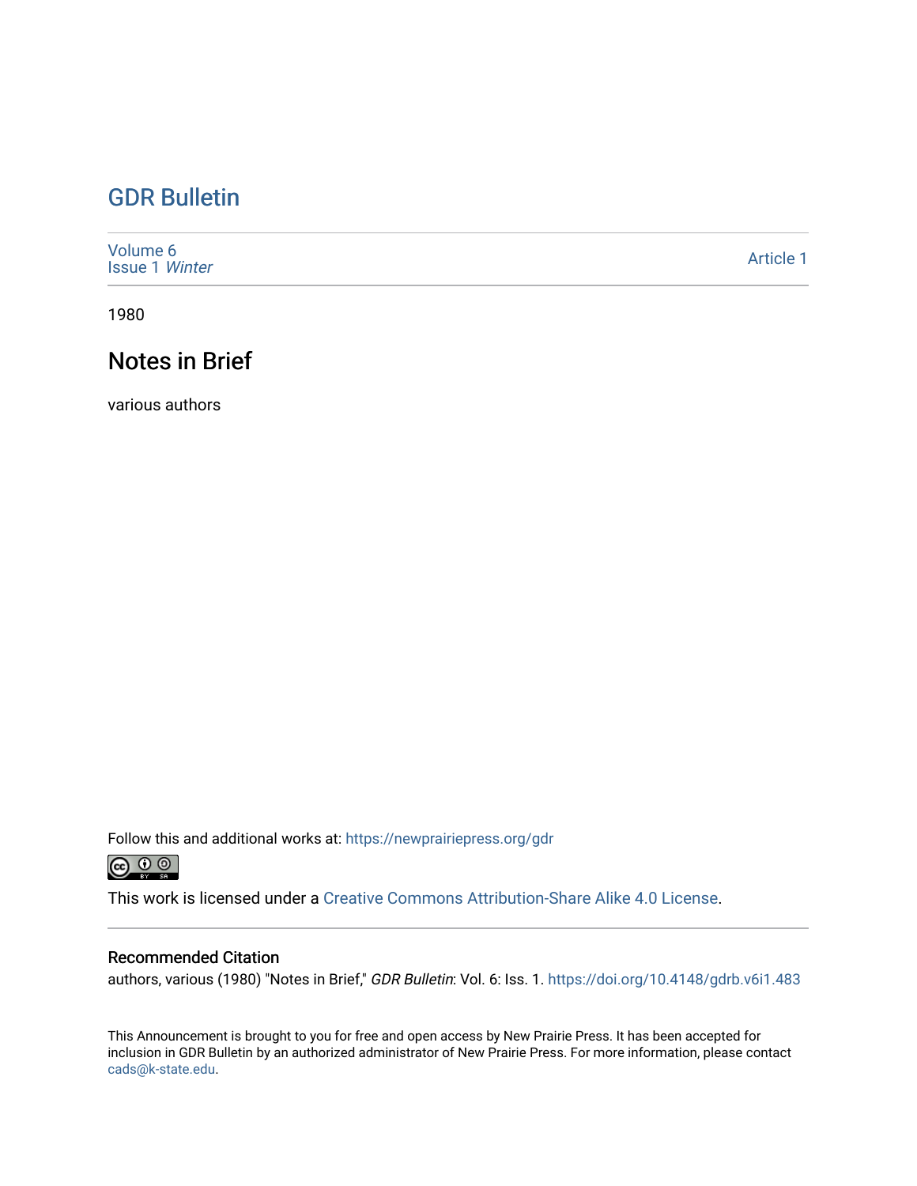# GDR Bulletin

Volume 6
Issue 1 *Winter*

Article 1

1980

## Notes in Brief

various authors

Follow this and additional works at: https://newprairiepress.org/gdr

This work is licensed under a Creative Commons Attribution-Share Alike 4.0 License.

### Recommended Citation

authors, various (1980) "Notes in Brief," *GDR Bulletin*: Vol. 6: Iss. 1. https://doi.org/10.4148/gdrb.v6i1.483

This Announcement is brought to you for free and open access by New Prairie Press. It has been accepted for inclusion in GDR Bulletin by an authorized administrator of New Prairie Press. For more information, please contact cads@k-state.edu.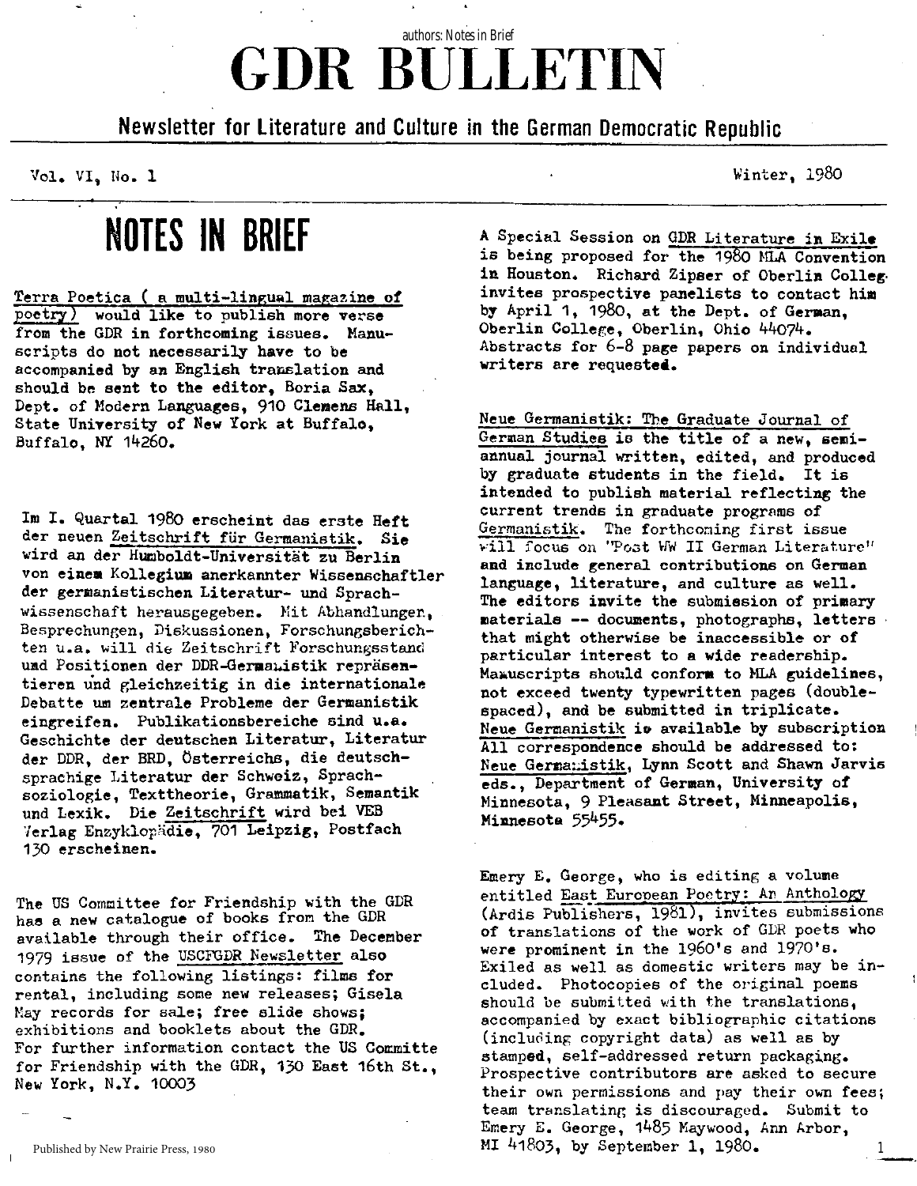# NOTES IN BRIEF

Terra Poetica ( a multi-lingual magazine of poetry) would like to publish more verse from the GDR in forthcoming issues. Manuscripts do not necessarily have to be accompanied by an English translation and should be sent to the editor, Boria Sax, Dept. of Modern Languages, 910 Clemens Hall, State University of New York at Buffalo, Buffalo, NY 14260.

Im I. Quartal 1980 erscheint das erste Heft der neuen Zeitschrift für Germanistik. Sie wird an der Humboldt-Universität zu Berlin von einem Kollegium anerkannter Wissenschaftler der germanistischen Literatur- und Sprachwissenschaft herausgegeben. Mit Abhandlungen, Besprechungen, Diskussionen, Forschungsberichten u.a. will die Zeitschrift Forschungsstand und Positionen der DDR-Germanistik repräsentieren und gleichzeitig in die internationale Debatte um zentrale Probleme der Germanistik eingreifen. Publikationsbereiche sind u.a. Geschichte der deutschen Literatur, Literatur der DDR, der BRD, Österreichs, die deutschsprachige Literatur der Schweiz, Sprachsoziologie, Texttheorie, Grammatik, Semantik und Lexik. Die Zeitschrift wird bei VEB Verlag Enzyklopädie, 701 Leipzig, Postfach 130 erscheinen.

The US Committee for Friendship with the GDR has a new catalogue of books from the GDR available through their office. The December 1979 issue of the USCFGDR Newsletter also contains the following listings: films for rental, including some new releases; Gisela May records for sale; free slide shows; exhibitions and booklets about the GDR. For further information contact the US Committe for Friendship with the GDR, 130 East 16th St., New York, N.Y. 10003

A Special Session on GDR Literature in Exile is being proposed for the 1980 MLA Convention in Houston. Richard Zipser of Oberlin Colleg invites prospective panelists to contact him by April 1, 1980, at the Dept. of German, Oberlin College, Oberlin, Ohio 44074. Abstracts for 6-8 page papers on individual writers are requested.

Neue Germanistik: The Graduate Journal of German Studies is the title of a new, semi-annual journal written, edited, and produced by graduate students in the field. It is intended to publish material reflecting the current trends in graduate programs of Germanistik. The forthcoming first issue will focus on "Post WW II German Literature" and include general contributions on German language, literature, and culture as well. The editors invite the submission of primary materials -- documents, photographs, letters that might otherwise be inaccessible or of particular interest to a wide readership. Manuscripts should conform to MLA guidelines, not exceed twenty typewritten pages (double-spaced), and be submitted in triplicate. Neue Germanistik is available by subscription All correspondence should be addressed to: Neue Germanistik, Lynn Scott and Shawn Jarvis eds., Department of German, University of Minnesota, 9 Pleasant Street, Minneapolis, Minnesota 55455.

Emery E. George, who is editing a volume entitled East European Poetry: An Anthology (Ardis Publishers, 1981), invites submissions of translations of the work of GDR poets who were prominent in the 1960's and 1970's. Exiled as well as domestic writers may be included. Photocopies of the original poems should be submitted with the translations, accompanied by exact bibliographic citations (including copyright data) as well as by stamped, self-addressed return packaging. Prospective contributors are asked to secure their own permissions and pay their own fees; team translating is discouraged. Submit to Emery E. George, 1485 Maywood, Ann Arbor, MI 41803, by September 1, 1980.